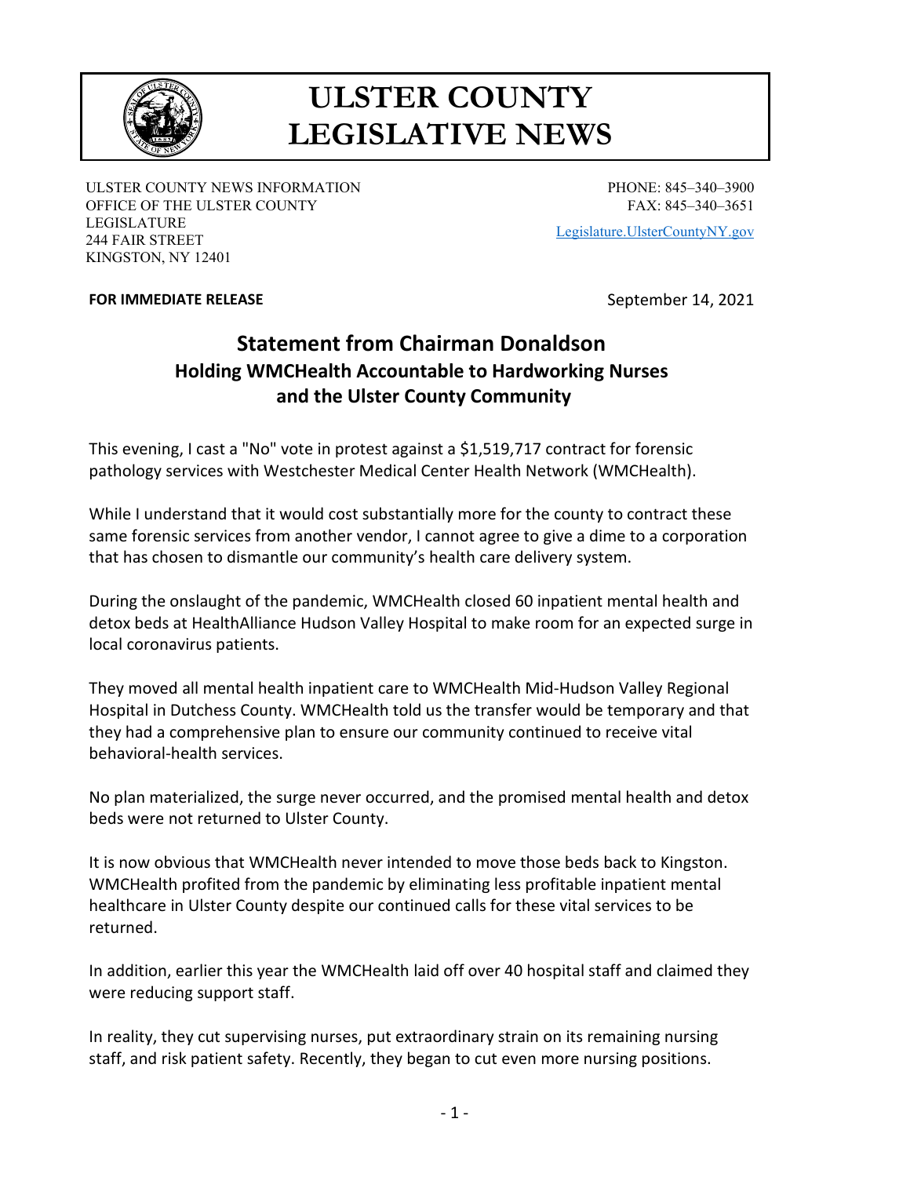# ULSTER COUNTY LEGISLATIVE NEWS

ULSTER COUNTY NEWS INFORMATION
OFFICE OF THE ULSTER COUNTY LEGISLATURE
244 FAIR STREET
KINGSTON, NY 12401

PHONE: 845–340–3900
FAX: 845–340–3651
Legislature.UlsterCountyNY.gov

**FOR IMMEDIATE RELEASE**

September 14, 2021

## Statement from Chairman Donaldson

### Holding WMCHealth Accountable to Hardworking Nurses and the Ulster County Community

This evening, I cast a "No" vote in protest against a $1,519,717 contract for forensic pathology services with Westchester Medical Center Health Network (WMCHealth).

While I understand that it would cost substantially more for the county to contract these same forensic services from another vendor, I cannot agree to give a dime to a corporation that has chosen to dismantle our community's health care delivery system.

During the onslaught of the pandemic, WMCHealth closed 60 inpatient mental health and detox beds at HealthAlliance Hudson Valley Hospital to make room for an expected surge in local coronavirus patients.

They moved all mental health inpatient care to WMCHealth Mid-Hudson Valley Regional Hospital in Dutchess County. WMCHealth told us the transfer would be temporary and that they had a comprehensive plan to ensure our community continued to receive vital behavioral-health services.

No plan materialized, the surge never occurred, and the promised mental health and detox beds were not returned to Ulster County.

It is now obvious that WMCHealth never intended to move those beds back to Kingston. WMCHealth profited from the pandemic by eliminating less profitable inpatient mental healthcare in Ulster County despite our continued calls for these vital services to be returned.

In addition, earlier this year the WMCHealth laid off over 40 hospital staff and claimed they were reducing support staff.

In reality, they cut supervising nurses, put extraordinary strain on its remaining nursing staff, and risk patient safety. Recently, they began to cut even more nursing positions.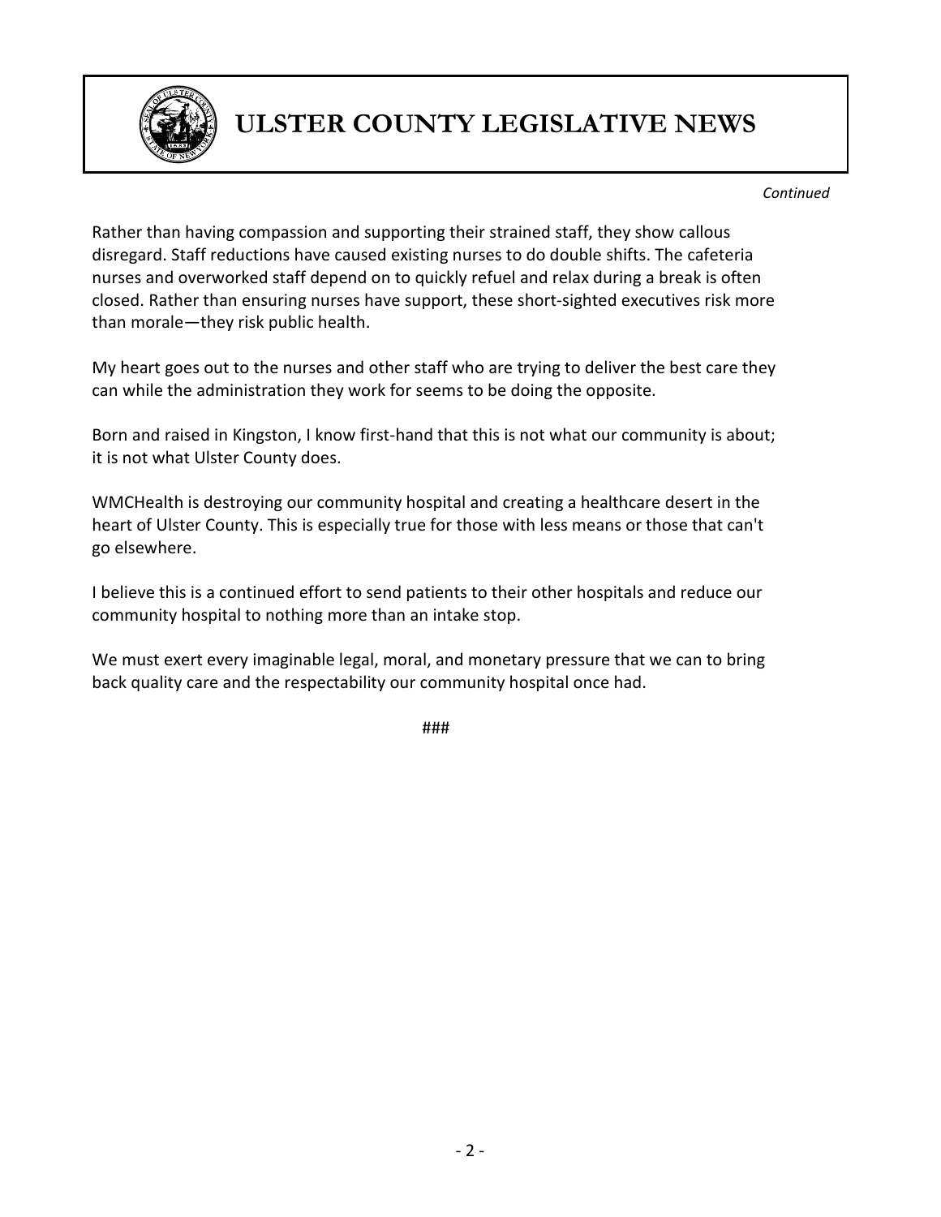# ULSTER COUNTY LEGISLATIVE NEWS

*Continued*

Rather than having compassion and supporting their strained staff, they show callous disregard. Staff reductions have caused existing nurses to do double shifts. The cafeteria nurses and overworked staff depend on to quickly refuel and relax during a break is often closed. Rather than ensuring nurses have support, these short-sighted executives risk more than morale—they risk public health.

My heart goes out to the nurses and other staff who are trying to deliver the best care they can while the administration they work for seems to be doing the opposite.

Born and raised in Kingston, I know first-hand that this is not what our community is about; it is not what Ulster County does.

WMCHealth is destroying our community hospital and creating a healthcare desert in the heart of Ulster County. This is especially true for those with less means or those that can't go elsewhere.

I believe this is a continued effort to send patients to their other hospitals and reduce our community hospital to nothing more than an intake stop.

We must exert every imaginable legal, moral, and monetary pressure that we can to bring back quality care and the respectability our community hospital once had.

###